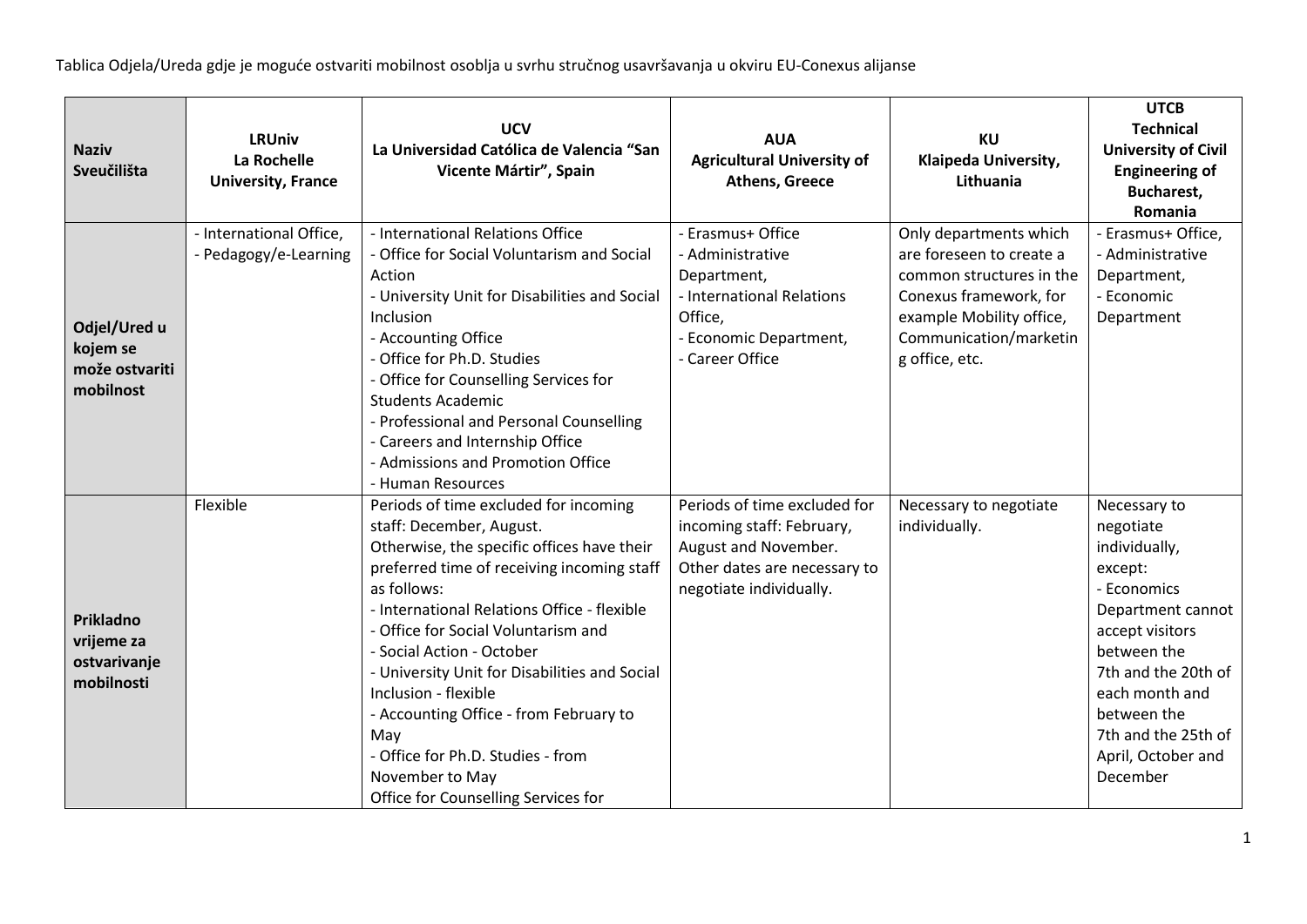Tablica Odjela/Ureda gdje je moguće ostvariti mobilnost osoblja u svrhu stručnog usavršavanja u okviru EU-Conexus alijanse

| **Naziv Sveučilišta** | **LRUniv La Rochelle University, France** | **UCV La Universidad Católica de Valencia "San Vicente Mártir", Spain** | **AUA Agricultural University of Athens, Greece** | **KU Klaipeda University, Lithuania** | **UTCB Technical University of Civil Engineering of Bucharest, Romania** |
|---|---|---|---|---|---|
| **Odjel/Ured u kojem se može ostvariti mobilnost** | - International Office,<br>- Pedagogy/e-Learning | - International Relations Office<br>- Office for Social Voluntarism and Social Action<br>- University Unit for Disabilities and Social Inclusion<br>- Accounting Office<br>- Office for Ph.D. Studies<br>- Office for Counselling Services for Students Academic<br>- Professional and Personal Counselling<br>- Careers and Internship Office<br>- Admissions and Promotion Office<br>- Human Resources | - Erasmus+ Office<br>- Administrative Department,<br>- International Relations Office,<br>- Economic Department,<br>- Career Office | Only departments which are foreseen to create a common structures in the Conexus framework, for example Mobility office, Communication/marketing office, etc. | - Erasmus+ Office,<br>- Administrative Department,<br>- Economic Department |
| **Prikladno vrijeme za ostvarivanje mobilnosti** | Flexible | Periods of time excluded for incoming staff: December, August.<br>Otherwise, the specific offices have their preferred time of receiving incoming staff as follows:<br>- International Relations Office - flexible<br>- Office for Social Voluntarism and<br>- Social Action - October<br>- University Unit for Disabilities and Social Inclusion - flexible<br>- Accounting Office - from February to May<br>- Office for Ph.D. Studies - from November to May<br>Office for Counselling Services for | Periods of time excluded for incoming staff: February, August and November. Other dates are necessary to negotiate individually. | Necessary to negotiate individually. | Necessary to negotiate individually, except:<br>- Economics Department cannot accept visitors between the 7th and the 20th of each month and between the 7th and the 25th of April, October and December |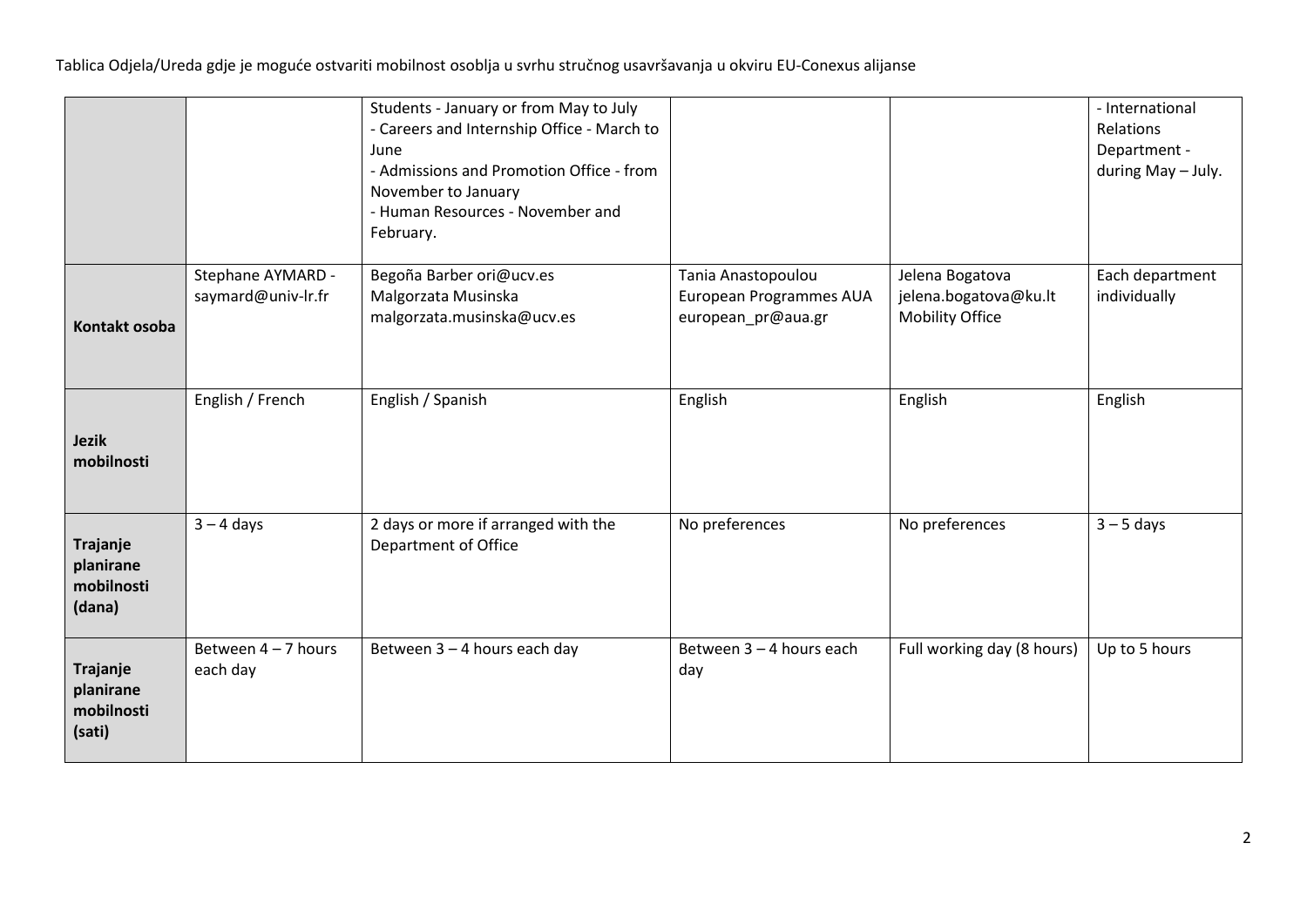Tablica Odjela/Ureda gdje je moguće ostvariti mobilnost osoblja u svrhu stručnog usavršavanja u okviru EU-Conexus alijanse

| | | | | | |
|---|---|---|---|---|---|
| | | Students - January or from May to July<br>- Careers and Internship Office - March to June<br>- Admissions and Promotion Office - from November to January<br>- Human Resources - November and February. | | | - International Relations Department - during May – July. |
| **Kontakt osoba** | Stephane AYMARD - saymard@univ-lr.fr | Begoña Barber ori@ucv.es<br>Malgorzata Musinska<br>malgorzata.musinska@ucv.es | Tania Anastopoulou<br>European Programmes AUA<br>european_pr@aua.gr | Jelena Bogatova<br>jelena.bogatova@ku.lt<br>Mobility Office | Each department individually |
| **Jezik mobilnosti** | English / French | English / Spanish | English | English | English |
| **Trajanje planirane mobilnosti (dana)** | 3 – 4 days | 2 days or more if arranged with the Department of Office | No preferences | No preferences | 3 – 5 days |
| **Trajanje planirane mobilnosti (sati)** | Between 4 – 7 hours each day | Between 3 – 4 hours each day | Between 3 – 4 hours each day | Full working day (8 hours) | Up to 5 hours |